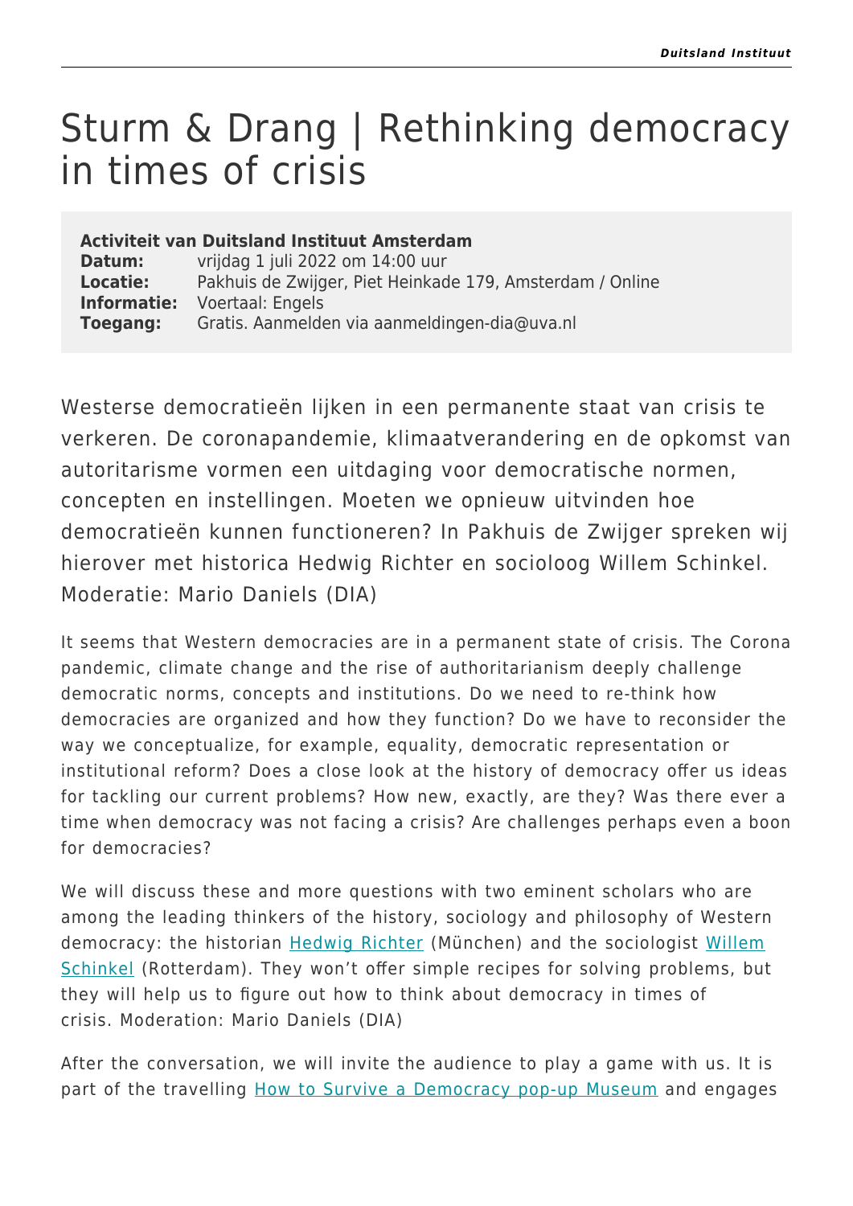# Sturm & Drang | Rethinking democracy in times of crisis

**Activiteit van Duitsland Instituut Amsterdam**

|  |  |
|---|---|
| **Datum:** | vrijdag 1 juli 2022 om 14:00 uur |
| **Locatie:** | Pakhuis de Zwijger, Piet Heinkade 179, Amsterdam / Online |
| **Informatie:** | Voertaal: Engels |
| **Toegang:** | Gratis. Aanmelden via aanmeldingen-dia@uva.nl |

Westerse democratieën lijken in een permanente staat van crisis te verkeren. De coronapandemie, klimaatverandering en de opkomst van autoritarisme vormen een uitdaging voor democratische normen, concepten en instellingen. Moeten we opnieuw uitvinden hoe democratieën kunnen functioneren? In Pakhuis de Zwijger spreken wij hierover met historica Hedwig Richter en socioloog Willem Schinkel. Moderatie: Mario Daniels (DIA)

It seems that Western democracies are in a permanent state of crisis. The Corona pandemic, climate change and the rise of authoritarianism deeply challenge democratic norms, concepts and institutions. Do we need to re-think how democracies are organized and how they function? Do we have to reconsider the way we conceptualize, for example, equality, democratic representation or institutional reform? Does a close look at the history of democracy offer us ideas for tackling our current problems? How new, exactly, are they? Was there ever a time when democracy was not facing a crisis? Are challenges perhaps even a boon for democracies?

We will discuss these and more questions with two eminent scholars who are among the leading thinkers of the history, sociology and philosophy of Western democracy: the historian Hedwig Richter (München) and the sociologist Willem Schinkel (Rotterdam). They won't offer simple recipes for solving problems, but they will help us to figure out how to think about democracy in times of crisis. Moderation: Mario Daniels (DIA)

After the conversation, we will invite the audience to play a game with us. It is part of the travelling How to Survive a Democracy pop-up Museum and engages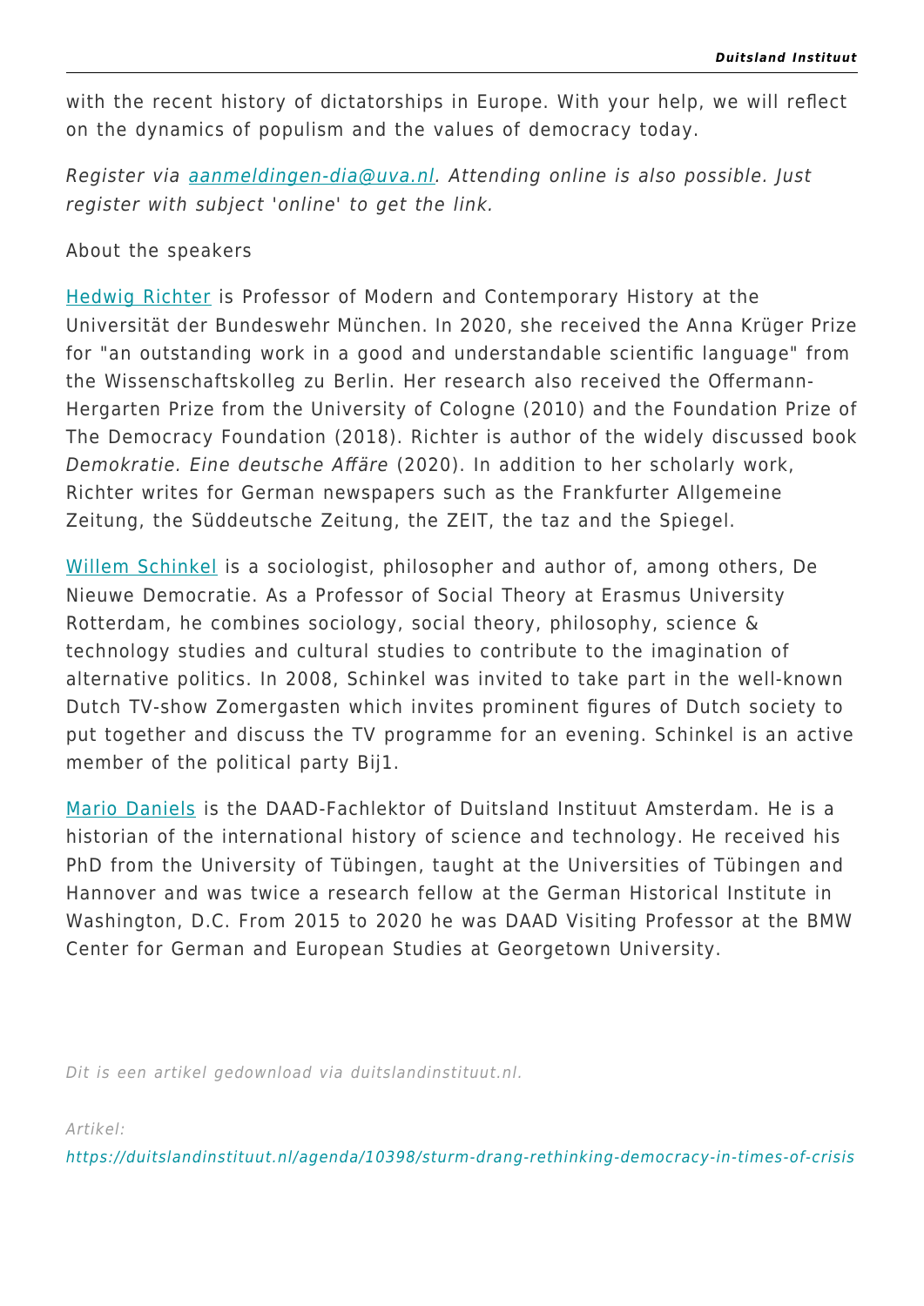with the recent history of dictatorships in Europe. With your help, we will reflect on the dynamics of populism and the values of democracy today.

*Register via [aanmeldingen-dia@uva.nl](mailto:aanmeldingen-dia@uva.nl). Attending online is also possible. Just register with subject 'online' to get the link.*

About the speakers

Hedwig Richter is Professor of Modern and Contemporary History at the Universität der Bundeswehr München. In 2020, she received the Anna Krüger Prize for "an outstanding work in a good and understandable scientific language" from the Wissenschaftskolleg zu Berlin. Her research also received the Offermann-Hergarten Prize from the University of Cologne (2010) and the Foundation Prize of The Democracy Foundation (2018). Richter is author of the widely discussed book *Demokratie. Eine deutsche Affäre* (2020). In addition to her scholarly work, Richter writes for German newspapers such as the Frankfurter Allgemeine Zeitung, the Süddeutsche Zeitung, the ZEIT, the taz and the Spiegel.

Willem Schinkel is a sociologist, philosopher and author of, among others, De Nieuwe Democratie. As a Professor of Social Theory at Erasmus University Rotterdam, he combines sociology, social theory, philosophy, science & technology studies and cultural studies to contribute to the imagination of alternative politics. In 2008, Schinkel was invited to take part in the well-known Dutch TV-show Zomergasten which invites prominent figures of Dutch society to put together and discuss the TV programme for an evening. Schinkel is an active member of the political party Bij1.

Mario Daniels is the DAAD-Fachlektor of Duitsland Instituut Amsterdam. He is a historian of the international history of science and technology. He received his PhD from the University of Tübingen, taught at the Universities of Tübingen and Hannover and was twice a research fellow at the German Historical Institute in Washington, D.C. From 2015 to 2020 he was DAAD Visiting Professor at the BMW Center for German and European Studies at Georgetown University.

*Dit is een artikel gedownload via duitslandinstituut.nl.*

*Artikel:*

*https://duitslandinstituut.nl/agenda/10398/sturm-drang-rethinking-democracy-in-times-of-crisis*